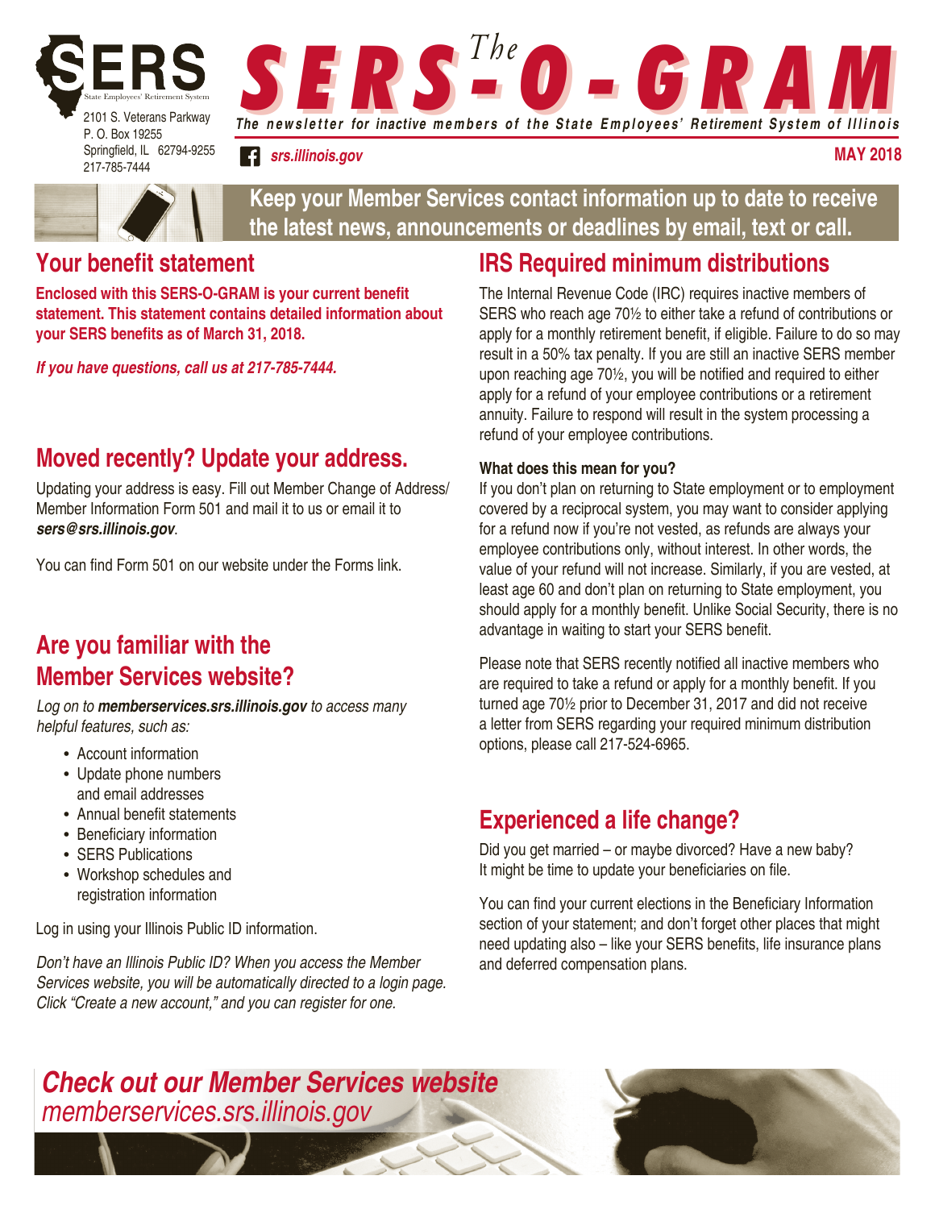SERS
State Employees' Retirement System

2101 S. Veterans Parkway
P. O. Box 19255
Springfield, IL 62794-9255
217-785-7444

# The SERS-O-GRAM

The newsletter for inactive members of the State Employees' Retirement System of Illinois

srs.illinois.gov

MAY 2018

**Keep your Member Services contact information up to date to receive the latest news, announcements or deadlines by email, text or call.**

## Your benefit statement

**Enclosed with this SERS-O-GRAM is your current benefit statement. This statement contains detailed information about your SERS benefits as of March 31, 2018.**

***If you have questions, call us at 217-785-7444.***

## Moved recently? Update your address.

Updating your address is easy. Fill out Member Change of Address/ Member Information Form 501 and mail it to us or email it to ***sers@srs.illinois.gov***.

You can find Form 501 on our website under the Forms link.

## Are you familiar with the Member Services website?

*Log on to **memberservices.srs.illinois.gov** to access many helpful features, such as:*

- Account information
- Update phone numbers and email addresses
- Annual benefit statements
- Beneficiary information
- SERS Publications
- Workshop schedules and registration information

Log in using your Illinois Public ID information.

*Don't have an Illinois Public ID? When you access the Member Services website, you will be automatically directed to a login page. Click "Create a new account," and you can register for one.*

## IRS Required minimum distributions

The Internal Revenue Code (IRC) requires inactive members of SERS who reach age 70½ to either take a refund of contributions or apply for a monthly retirement benefit, if eligible. Failure to do so may result in a 50% tax penalty. If you are still an inactive SERS member upon reaching age 70½, you will be notified and required to either apply for a refund of your employee contributions or a retirement annuity. Failure to respond will result in the system processing a refund of your employee contributions.

### What does this mean for you?

If you don't plan on returning to State employment or to employment covered by a reciprocal system, you may want to consider applying for a refund now if you're not vested, as refunds are always your employee contributions only, without interest. In other words, the value of your refund will not increase. Similarly, if you are vested, at least age 60 and don't plan on returning to State employment, you should apply for a monthly benefit. Unlike Social Security, there is no advantage in waiting to start your SERS benefit.

Please note that SERS recently notified all inactive members who are required to take a refund or apply for a monthly benefit. If you turned age 70½ prior to December 31, 2017 and did not receive a letter from SERS regarding your required minimum distribution options, please call 217-524-6965.

## Experienced a life change?

Did you get married – or maybe divorced? Have a new baby? It might be time to update your beneficiaries on file.

You can find your current elections in the Beneficiary Information section of your statement; and don't forget other places that might need updating also – like your SERS benefits, life insurance plans and deferred compensation plans.

***Check out our Member Services website***
*memberservices.srs.illinois.gov*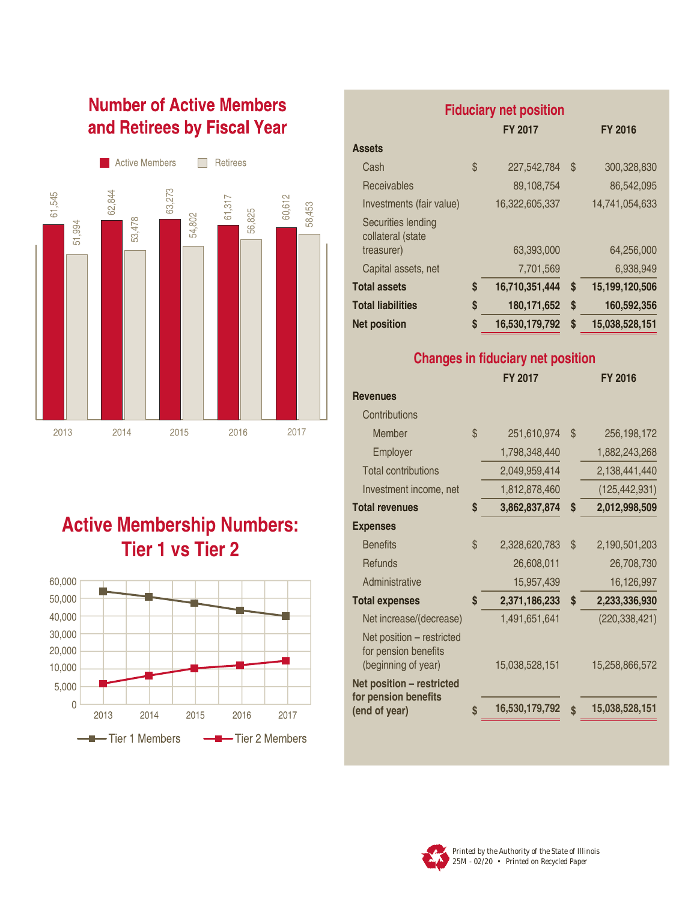## Number of Active Members and Retirees by Fiscal Year

Active Members  Retirees

61,545 51,994
62,844 53,478
63,273 54,802
61,317 56,825
60,612 58,453

2013 2014 2015 2016 2017

## Active Membership Numbers: Tier 1 vs Tier 2

60,000
50,000
40,000
30,000
20,000
10,000
5,000
0

2013 2014 2015 2016 2017

Tier 1 Members  Tier 2 Members

## Fiduciary net position

| | | FY 2017 | | FY 2016 |
|---|---|---|---|---|
| **Assets** | | | | |
| Cash | $ | 227,542,784 | $ | 300,328,830 |
| Receivables | | 89,108,754 | | 86,542,095 |
| Investments (fair value) | | 16,322,605,337 | | 14,741,054,633 |
| Securities lending collateral (state treasurer) | | 63,393,000 | | 64,256,000 |
| Capital assets, net | | 7,701,569 | | 6,938,949 |
| **Total assets** | **$** | **16,710,351,444** | **$** | **15,199,120,506** |
| **Total liabilities** | **$** | **180,171,652** | **$** | **160,592,356** |
| **Net position** | **$** | **16,530,179,792** | **$** | **15,038,528,151** |

## Changes in fiduciary net position

| | | FY 2017 | | FY 2016 |
|---|---|---|---|---|
| **Revenues** | | | | |
| Contributions | | | | |
| Member | $ | 251,610,974 | $ | 256,198,172 |
| Employer | | 1,798,348,440 | | 1,882,243,268 |
| Total contributions | | 2,049,959,414 | | 2,138,441,440 |
| Investment income, net | | 1,812,878,460 | | (125,442,931) |
| **Total revenues** | **$** | **3,862,837,874** | **$** | **2,012,998,509** |
| **Expenses** | | | | |
| Benefits | $ | 2,328,620,783 | $ | 2,190,501,203 |
| Refunds | | 26,608,011 | | 26,708,730 |
| Administrative | | 15,957,439 | | 16,126,997 |
| **Total expenses** | **$** | **2,371,186,233** | **$** | **2,233,336,930** |
| Net increase/(decrease) | | 1,491,651,641 | | (220,338,421) |
| Net position – restricted for pension benefits (beginning of year) | | 15,038,528,151 | | 15,258,866,572 |
| **Net position – restricted for pension benefits (end of year)** | $ | **16,530,179,792** | $ | **15,038,528,151** |

Printed by the Authority of the State of Illinois
25M - 02/20 • Printed on Recycled Paper